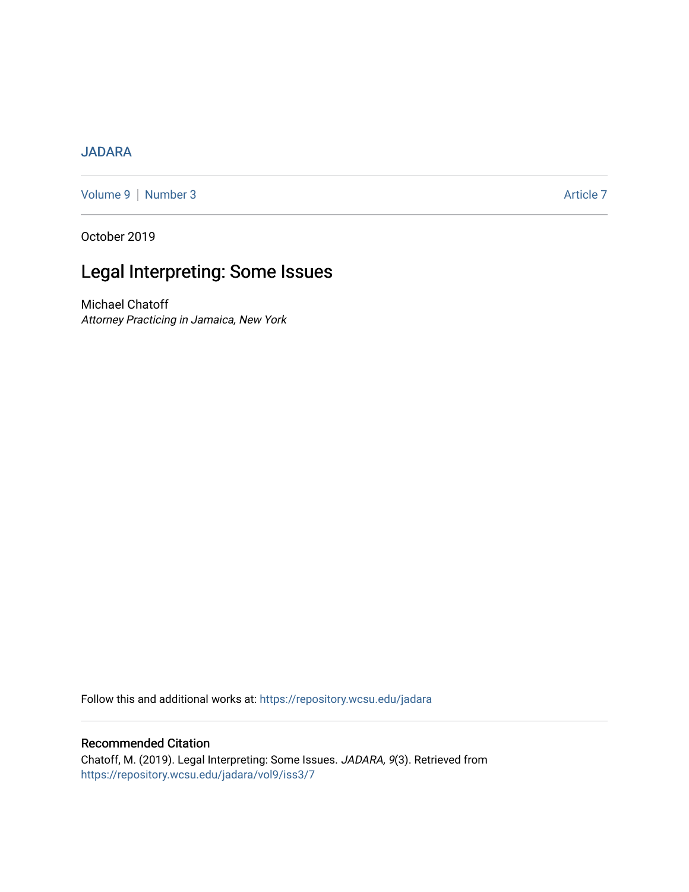JADARA

Volume 9 | Number 3 Article 7

October 2019

# Legal Interpreting: Some Issues

Michael Chatoff

*Attorney Practicing in Jamaica, New York*

Follow this and additional works at: https://repository.wcsu.edu/jadara

## Recommended Citation

Chatoff, M. (2019). Legal Interpreting: Some Issues. *JADARA, 9*(3). Retrieved from https://repository.wcsu.edu/jadara/vol9/iss3/7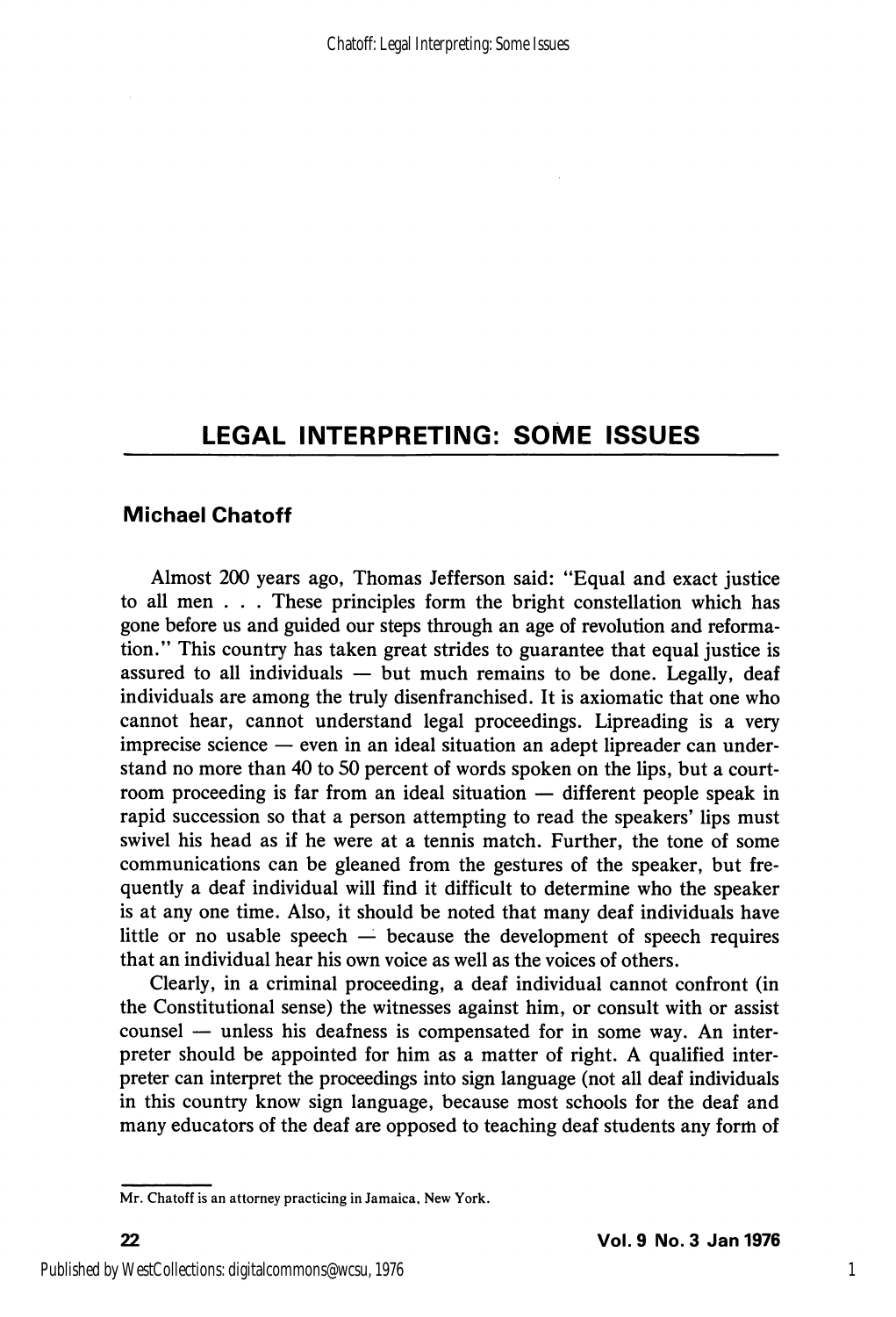# LEGAL INTERPRETING: SOME ISSUES

**Michael Chatoff**

Almost 200 years ago, Thomas Jefferson said: "Equal and exact justice to all men . . . These principles form the bright constellation which has gone before us and guided our steps through an age of revolution and reformation." This country has taken great strides to guarantee that equal justice is assured to all individuals — but much remains to be done. Legally, deaf individuals are among the truly disenfranchised. It is axiomatic that one who cannot hear, cannot understand legal proceedings. Lipreading is a very imprecise science — even in an ideal situation an adept lipreader can understand no more than 40 to 50 percent of words spoken on the lips, but a courtroom proceeding is far from an ideal situation — different people speak in rapid succession so that a person attempting to read the speakers' lips must swivel his head as if he were at a tennis match. Further, the tone of some communications can be gleaned from the gestures of the speaker, but frequently a deaf individual will find it difficult to determine who the speaker is at any one time. Also, it should be noted that many deaf individuals have little or no usable speech — because the development of speech requires that an individual hear his own voice as well as the voices of others.

Clearly, in a criminal proceeding, a deaf individual cannot confront (in the Constitutional sense) the witnesses against him, or consult with or assist counsel — unless his deafness is compensated for in some way. An interpreter should be appointed for him as a matter of right. A qualified interpreter can interpret the proceedings into sign language (not all deaf individuals in this country know sign language, because most schools for the deaf and many educators of the deaf are opposed to teaching deaf students any form of

---

Mr. Chatoff is an attorney practicing in Jamaica, New York.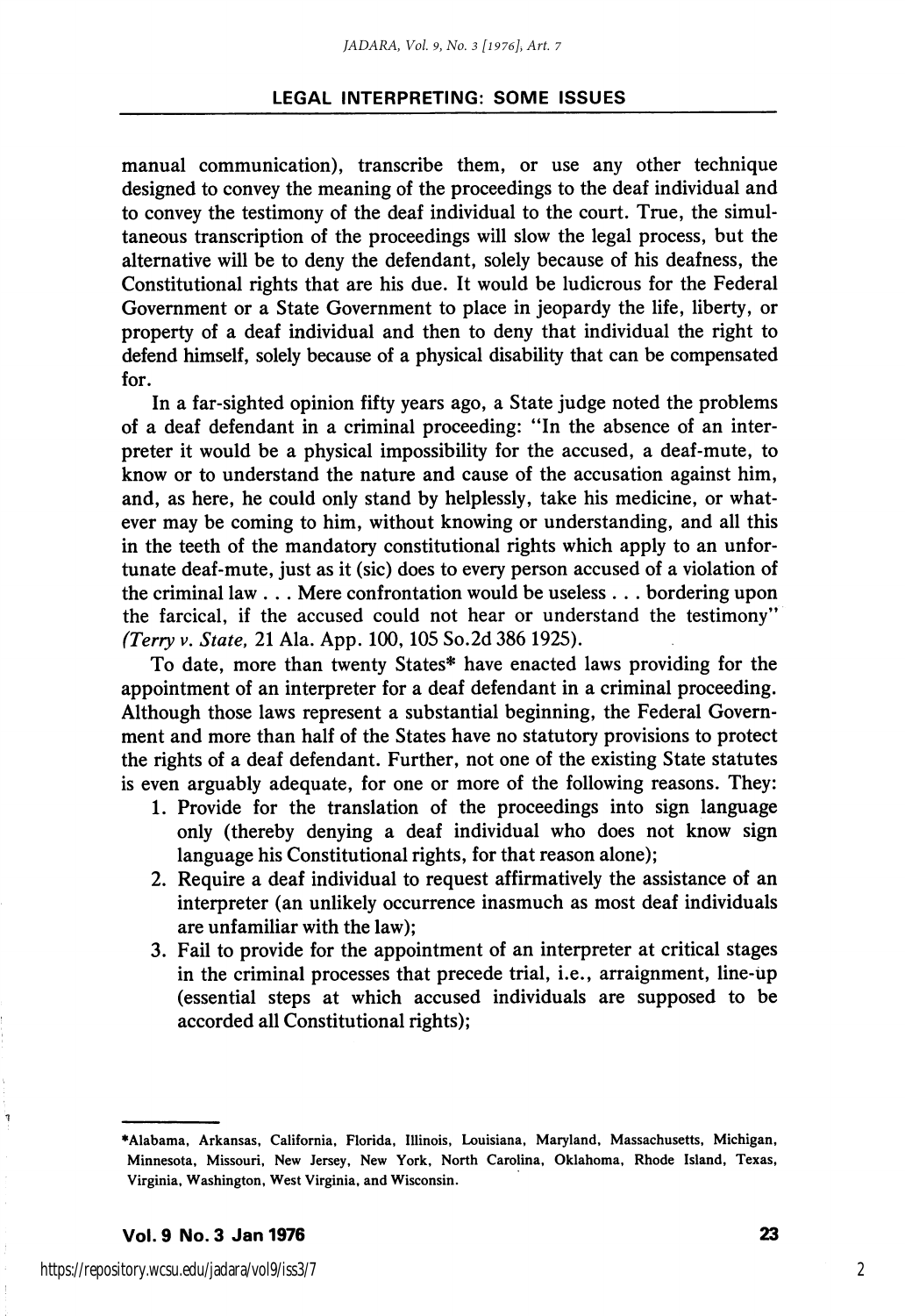manual communication), transcribe them, or use any other technique designed to convey the meaning of the proceedings to the deaf individual and to convey the testimony of the deaf individual to the court. True, the simultaneous transcription of the proceedings will slow the legal process, but the alternative will be to deny the defendant, solely because of his deafness, the Constitutional rights that are his due. It would be ludicrous for the Federal Government or a State Government to place in jeopardy the life, liberty, or property of a deaf individual and then to deny that individual the right to defend himself, solely because of a physical disability that can be compensated for.

In a far-sighted opinion fifty years ago, a State judge noted the problems of a deaf defendant in a criminal proceeding: "In the absence of an interpreter it would be a physical impossibility for the accused, a deaf-mute, to know or to understand the nature and cause of the accusation against him, and, as here, he could only stand by helplessly, take his medicine, or whatever may be coming to him, without knowing or understanding, and all this in the teeth of the mandatory constitutional rights which apply to an unfortunate deaf-mute, just as it (sic) does to every person accused of a violation of the criminal law . . . Mere confrontation would be useless . . . bordering upon the farcical, if the accused could not hear or understand the testimony" (*Terry v. State*, 21 Ala. App. 100, 105 So.2d 386 1925).

To date, more than twenty States* have enacted laws providing for the appointment of an interpreter for a deaf defendant in a criminal proceeding. Although those laws represent a substantial beginning, the Federal Government and more than half of the States have no statutory provisions to protect the rights of a deaf defendant. Further, not one of the existing State statutes is even arguably adequate, for one or more of the following reasons. They:

1. Provide for the translation of the proceedings into sign language only (thereby denying a deaf individual who does not know sign language his Constitutional rights, for that reason alone);
2. Require a deaf individual to request affirmatively the assistance of an interpreter (an unlikely occurrence inasmuch as most deaf individuals are unfamiliar with the law);
3. Fail to provide for the appointment of an interpreter at critical stages in the criminal processes that precede trial, i.e., arraignment, line-up (essential steps at which accused individuals are supposed to be accorded all Constitutional rights);

---

*Alabama, Arkansas, California, Florida, Illinois, Louisiana, Maryland, Massachusetts, Michigan, Minnesota, Missouri, New Jersey, New York, North Carolina, Oklahoma, Rhode Island, Texas, Virginia, Washington, West Virginia, and Wisconsin.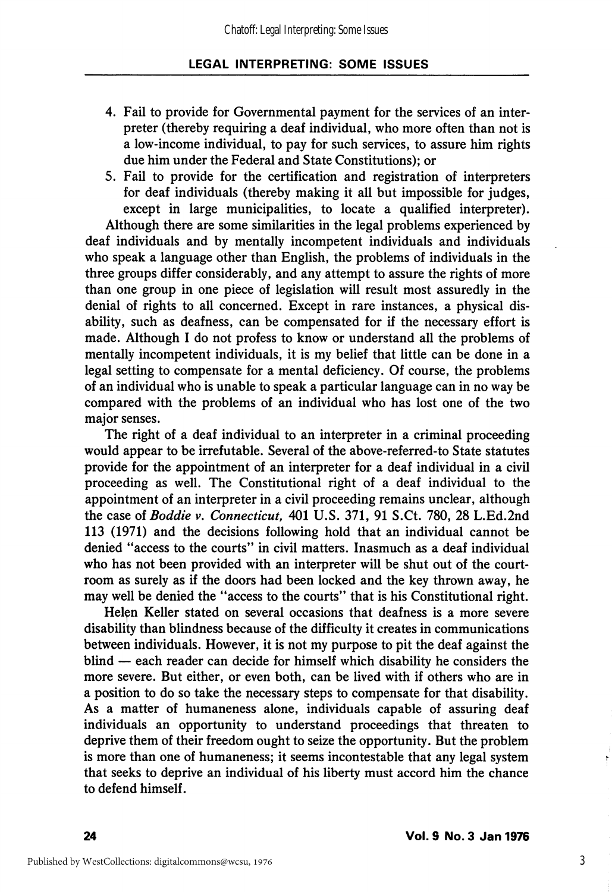4. Fail to provide for Governmental payment for the services of an interpreter (thereby requiring a deaf individual, who more often than not is a low-income individual, to pay for such services, to assure him rights due him under the Federal and State Constitutions); or
5. Fail to provide for the certification and registration of interpreters for deaf individuals (thereby making it all but impossible for judges, except in large municipalities, to locate a qualified interpreter).

Although there are some similarities in the legal problems experienced by deaf individuals and by mentally incompetent individuals and individuals who speak a language other than English, the problems of individuals in the three groups differ considerably, and any attempt to assure the rights of more than one group in one piece of legislation will result most assuredly in the denial of rights to all concerned. Except in rare instances, a physical disability, such as deafness, can be compensated for if the necessary effort is made. Although I do not profess to know or understand all the problems of mentally incompetent individuals, it is my belief that little can be done in a legal setting to compensate for a mental deficiency. Of course, the problems of an individual who is unable to speak a particular language can in no way be compared with the problems of an individual who has lost one of the two major senses.

The right of a deaf individual to an interpreter in a criminal proceeding would appear to be irrefutable. Several of the above-referred-to State statutes provide for the appointment of an interpreter for a deaf individual in a civil proceeding as well. The Constitutional right of a deaf individual to the appointment of an interpreter in a civil proceeding remains unclear, although the case of *Boddie v. Connecticut,* 401 U.S. 371, 91 S.Ct. 780, 28 L.Ed.2nd 113 (1971) and the decisions following hold that an individual cannot be denied "access to the courts" in civil matters. Inasmuch as a deaf individual who has not been provided with an interpreter will be shut out of the courtroom as surely as if the doors had been locked and the key thrown away, he may well be denied the "access to the courts" that is his Constitutional right.

Helen Keller stated on several occasions that deafness is a more severe disability than blindness because of the difficulty it creates in communications between individuals. However, it is not my purpose to pit the deaf against the blind — each reader can decide for himself which disability he considers the more severe. But either, or even both, can be lived with if others who are in a position to do so take the necessary steps to compensate for that disability. As a matter of humaneness alone, individuals capable of assuring deaf individuals an opportunity to understand proceedings that threaten to deprive them of their freedom ought to seize the opportunity. But the problem is more than one of humaneness; it seems incontestable that any legal system that seeks to deprive an individual of his liberty must accord him the chance to defend himself.